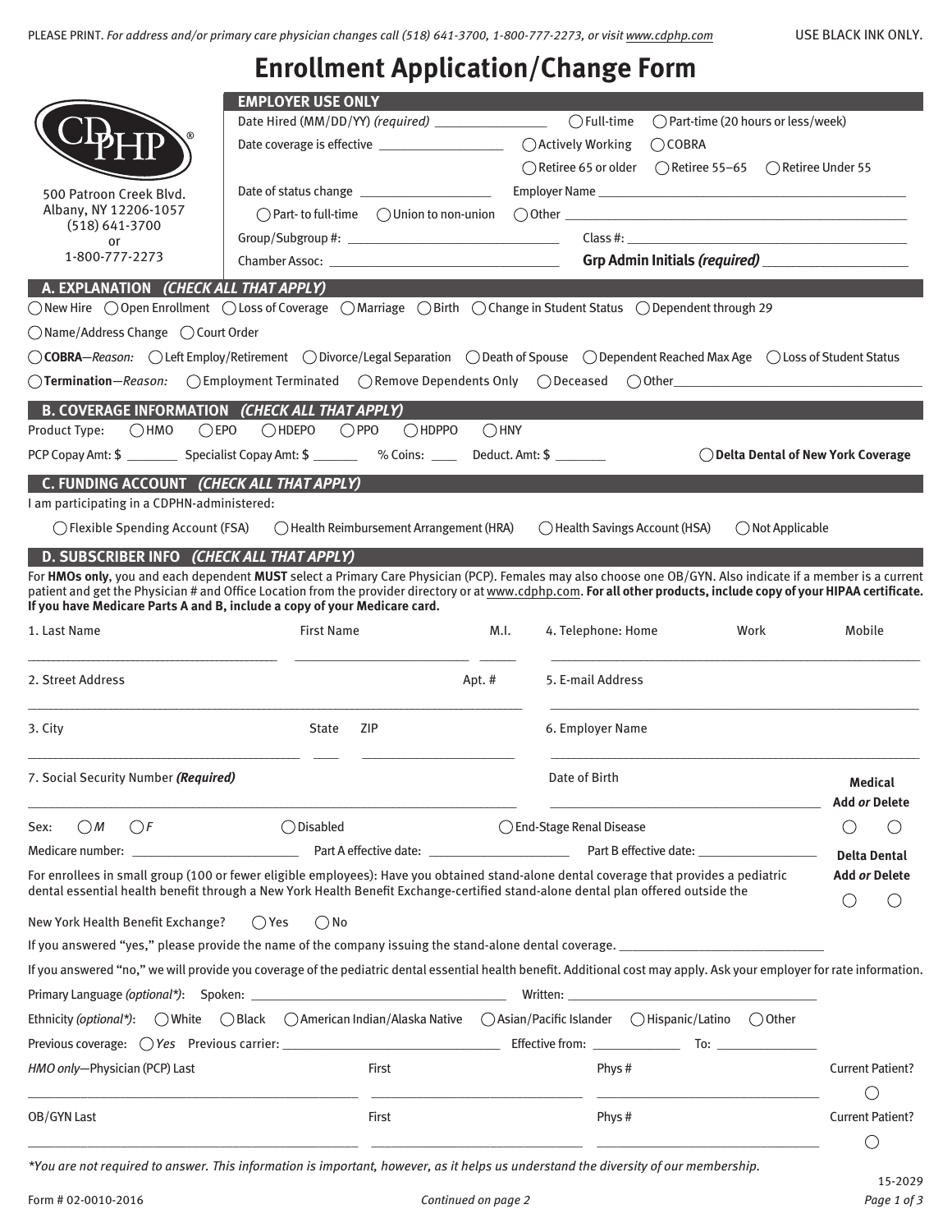PLEASE PRINT. *For address and/or primary care physician changes call (518) 641-3700, 1-800-777-2273, or visit www.cdphp.com*

USE BLACK INK ONLY.

# Enrollment Application/Change Form

CDPHP®

500 Patroon Creek Blvd.
Albany, NY 12206-1057
(518) 641-3700
or
1-800-777-2273

**EMPLOYER USE ONLY**

Date Hired (MM/DD/YY) *(required)* ________________ ◯ Full-time ◯ Part-time (20 hours or less/week)

Date coverage is effective ________________ ◯ Actively Working ◯ COBRA

◯ Retiree 65 or older ◯ Retiree 55–65 ◯ Retiree Under 55

Date of status change ________________ Employer Name ________________

◯ Part- to full-time ◯ Union to non-union ◯ Other ________________

Group/Subgroup #: ________________ Class #: ________________

Chamber Assoc: ________________ **Grp Admin Initials *(required)*** ________________

## A. EXPLANATION *(CHECK ALL THAT APPLY)*

◯ New Hire ◯ Open Enrollment ◯ Loss of Coverage ◯ Marriage ◯ Birth ◯ Change in Student Status ◯ Dependent through 29

◯ Name/Address Change ◯ Court Order

◯ **COBRA**—*Reason:* ◯ Left Employ/Retirement ◯ Divorce/Legal Separation ◯ Death of Spouse ◯ Dependent Reached Max Age ◯ Loss of Student Status

◯ **Termination**—*Reason:* ◯ Employment Terminated ◯ Remove Dependents Only ◯ Deceased ◯ Other________________

## B. COVERAGE INFORMATION *(CHECK ALL THAT APPLY)*

Product Type: ◯ HMO ◯ EPO ◯ HDEPO ◯ PPO ◯ HDPPO ◯ HNY

PCP Copay Amt: $ ________ Specialist Copay Amt: $ _______ % Coins: ____ Deduct. Amt: $ _______ ◯ **Delta Dental of New York Coverage**

## C. FUNDING ACCOUNT *(CHECK ALL THAT APPLY)*

I am participating in a CDPHN-administered:

◯ Flexible Spending Account (FSA) ◯ Health Reimbursement Arrangement (HRA) ◯ Health Savings Account (HSA) ◯ Not Applicable

## D. SUBSCRIBER INFO *(CHECK ALL THAT APPLY)*

For **HMOs only**, you and each dependent **MUST** select a Primary Care Physician (PCP). Females may also choose one OB/GYN. Also indicate if a member is a current patient and get the Physician # and Office Location from the provider directory or at www.cdphp.com. **For all other products, include copy of your HIPAA certificate. If you have Medicare Parts A and B, include a copy of your Medicare card.**

1. Last Name ________________ First Name ________________ M.I. _____

4. Telephone: Home ________ Work ________ Mobile ________

2. Street Address ________________ Apt. # _____

5. E-mail Address ________________

3. City ________________ State ____ ZIP ________

6. Employer Name ________________

7. Social Security Number ***(Required)*** ________________

Date of Birth ________________

**Medical** **Add *or* Delete** ◯ ◯

Sex: ◯ *M* ◯ *F* ◯ Disabled ◯ End-Stage Renal Disease

Medicare number: ________________ Part A effective date: ________________ Part B effective date: ________________

**Delta Dental** **Add *or* Delete** ◯ ◯

For enrollees in small group (100 or fewer eligible employees): Have you obtained stand-alone dental coverage that provides a pediatric dental essential health benefit through a New York Health Benefit Exchange-certified stand-alone dental plan offered outside the New York Health Benefit Exchange? ◯ Yes ◯ No

If you answered "yes," please provide the name of the company issuing the stand-alone dental coverage. ________________

If you answered "no," we will provide you coverage of the pediatric dental essential health benefit. Additional cost may apply. Ask your employer for rate information.

Primary Language *(optional\*)*: Spoken: ________________ Written: ________________

Ethnicity *(optional\*)*: ◯ White ◯ Black ◯ American Indian/Alaska Native ◯ Asian/Pacific Islander ◯ Hispanic/Latino ◯ Other

Previous coverage: ◯ *Yes* Previous carrier: ________________ Effective from: ____________ To: ____________

*HMO only*—Physician (PCP) Last ________________ First ________________ Phys # ________________ Current Patient? ◯

OB/GYN Last ________________ First ________________ Phys # ________________ Current Patient? ◯

*\*You are not required to answer. This information is important, however, as it helps us understand the diversity of our membership.*

Form # 02-0010-2016 *Continued on page 2* 15-2029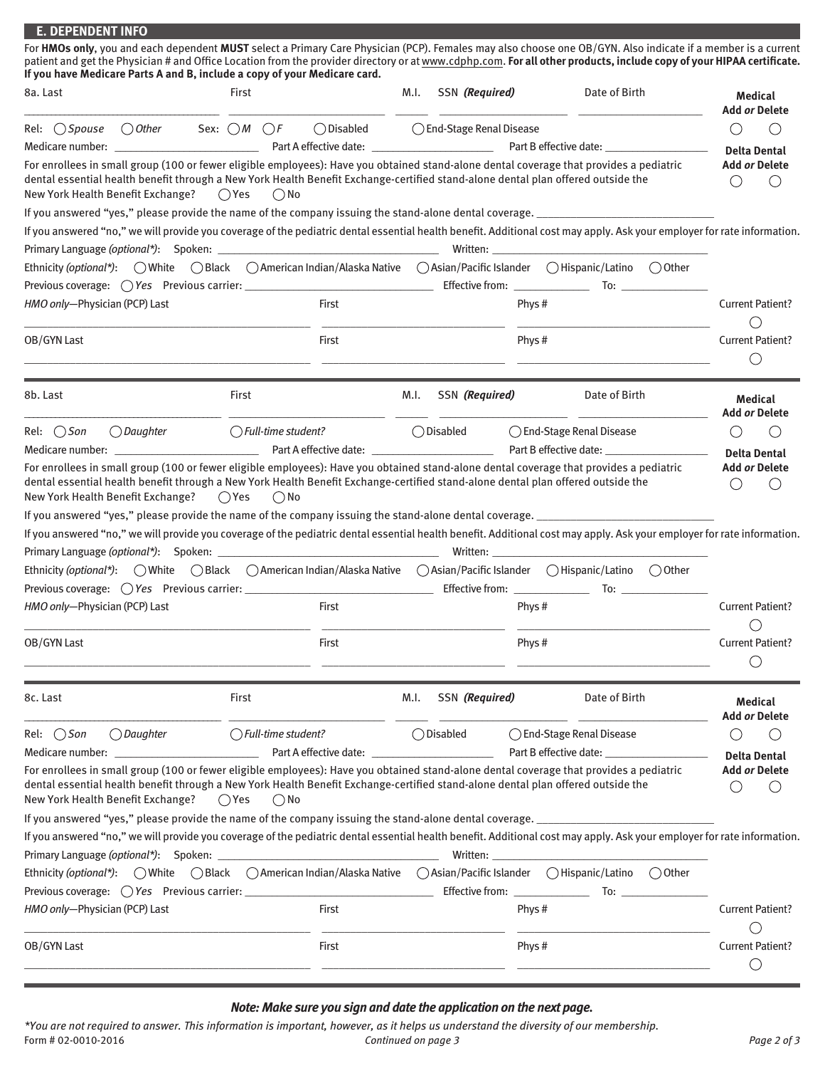## E. DEPENDENT INFO

For **HMOs only**, you and each dependent **MUST** select a Primary Care Physician (PCP). Females may also choose one OB/GYN. Also indicate if a member is a current patient and get the Physician # and Office Location from the provider directory or at www.cdphp.com. **For all other products, include copy of your HIPAA certificate. If you have Medicare Parts A and B, include a copy of your Medicare card.**

---

8a. Last ____________ First ____________ M.I. ______ SSN *(Required)* ____________ Date of Birth ____________

**Medical** **Add** *or* **Delete** ◯ ◯

Rel: ◯ *Spouse* ◯ *Other*   Sex: ◯ *M* ◯ *F*   ◯ Disabled   ◯ End-Stage Renal Disease

Medicare number: ____________ Part A effective date: ____________ Part B effective date: ____________

**Delta Dental** **Add** *or* **Delete** ◯ ◯

For enrollees in small group (100 or fewer eligible employees): Have you obtained stand-alone dental coverage that provides a pediatric dental essential health benefit through a New York Health Benefit Exchange-certified stand-alone dental plan offered outside the New York Health Benefit Exchange? ◯ Yes ◯ No

If you answered "yes," please provide the name of the company issuing the stand-alone dental coverage. ____________

If you answered "no," we will provide you coverage of the pediatric dental essential health benefit. Additional cost may apply. Ask your employer for rate information.

Primary Language *(optional\*)*: Spoken: ____________ Written: ____________

Ethnicity *(optional\*)*: ◯ White ◯ Black ◯ American Indian/Alaska Native ◯ Asian/Pacific Islander ◯ Hispanic/Latino ◯ Other

Previous coverage: ◯ *Yes* Previous carrier: ____________ Effective from: ____________ To: ____________

*HMO only*—Physician (PCP) Last ____________ First ____________ Phys # ____________ Current Patient? ◯

OB/GYN Last ____________ First ____________ Phys # ____________ Current Patient? ◯

---

8b. Last ____________ First ____________ M.I. ______ SSN *(Required)* ____________ Date of Birth ____________

**Medical** **Add** *or* **Delete** ◯ ◯

Rel: ◯ *Son* ◯ *Daughter*   ◯ *Full-time student?*   ◯ Disabled   ◯ End-Stage Renal Disease

Medicare number: ____________ Part A effective date: ____________ Part B effective date: ____________

**Delta Dental** **Add** *or* **Delete** ◯ ◯

For enrollees in small group (100 or fewer eligible employees): Have you obtained stand-alone dental coverage that provides a pediatric dental essential health benefit through a New York Health Benefit Exchange-certified stand-alone dental plan offered outside the New York Health Benefit Exchange? ◯ Yes ◯ No

If you answered "yes," please provide the name of the company issuing the stand-alone dental coverage. ____________

If you answered "no," we will provide you coverage of the pediatric dental essential health benefit. Additional cost may apply. Ask your employer for rate information.

Primary Language *(optional\*)*: Spoken: ____________ Written: ____________

Ethnicity *(optional\*)*: ◯ White ◯ Black ◯ American Indian/Alaska Native ◯ Asian/Pacific Islander ◯ Hispanic/Latino ◯ Other

Previous coverage: ◯ *Yes* Previous carrier: ____________ Effective from: ____________ To: ____________

*HMO only*—Physician (PCP) Last ____________ First ____________ Phys # ____________ Current Patient? ◯

OB/GYN Last ____________ First ____________ Phys # ____________ Current Patient? ◯

---

8c. Last ____________ First ____________ M.I. ______ SSN *(Required)* ____________ Date of Birth ____________

**Medical** **Add** *or* **Delete** ◯ ◯

Rel: ◯ *Son* ◯ *Daughter*   ◯ *Full-time student?*   ◯ Disabled   ◯ End-Stage Renal Disease

Medicare number: ____________ Part A effective date: ____________ Part B effective date: ____________

**Delta Dental** **Add** *or* **Delete** ◯ ◯

For enrollees in small group (100 or fewer eligible employees): Have you obtained stand-alone dental coverage that provides a pediatric dental essential health benefit through a New York Health Benefit Exchange-certified stand-alone dental plan offered outside the New York Health Benefit Exchange? ◯ Yes ◯ No

If you answered "yes," please provide the name of the company issuing the stand-alone dental coverage. ____________

If you answered "no," we will provide you coverage of the pediatric dental essential health benefit. Additional cost may apply. Ask your employer for rate information.

Primary Language *(optional\*)*: Spoken: ____________ Written: ____________

Ethnicity *(optional\*)*: ◯ White ◯ Black ◯ American Indian/Alaska Native ◯ Asian/Pacific Islander ◯ Hispanic/Latino ◯ Other

Previous coverage: ◯ *Yes* Previous carrier: ____________ Effective from: ____________ To: ____________

*HMO only*—Physician (PCP) Last ____________ First ____________ Phys # ____________ Current Patient? ◯

OB/GYN Last ____________ First ____________ Phys # ____________ Current Patient? ◯

---

***Note: Make sure you sign and date the application on the next page.***

*\*You are not required to answer. This information is important, however, as it helps us understand the diversity of our membership.*

Form # 02-0010-2016

*Continued on page 3*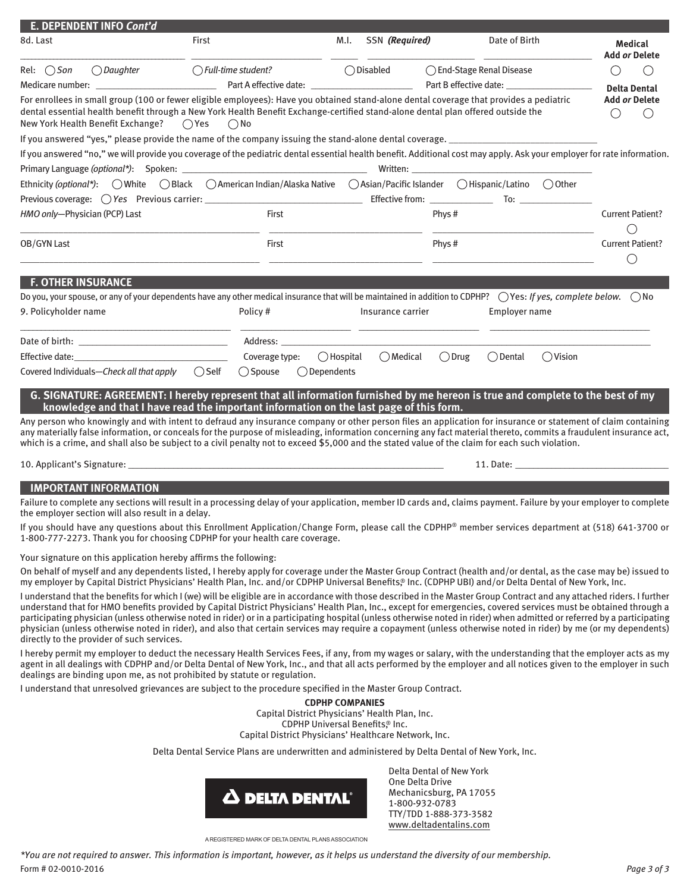## E. DEPENDENT INFO *Cont'd*

8d. Last ____ First ____ M.I. ____ SSN *(Required)* ____ Date of Birth ____

**Medical Add *or* Delete** ◯ ◯

Rel: ◯ *Son* ◯ *Daughter* ◯ *Full-time student?* ◯ Disabled ◯ End-Stage Renal Disease

Medicare number: ____ Part A effective date: ____ Part B effective date: ____

**Delta Dental Add *or* Delete** ◯ ◯

For enrollees in small group (100 or fewer eligible employees): Have you obtained stand-alone dental coverage that provides a pediatric dental essential health benefit through a New York Health Benefit Exchange-certified stand-alone dental plan offered outside the New York Health Benefit Exchange? ◯ Yes ◯ No

If you answered "yes," please provide the name of the company issuing the stand-alone dental coverage. ____

If you answered "no," we will provide you coverage of the pediatric dental essential health benefit. Additional cost may apply. Ask your employer for rate information.

Primary Language *(optional\*)*: Spoken: ____ Written: ____

Ethnicity *(optional\*)*: ◯ White ◯ Black ◯ American Indian/Alaska Native ◯ Asian/Pacific Islander ◯ Hispanic/Latino ◯ Other

Previous coverage: ◯ *Yes* Previous carrier: ____ Effective from: ____ To: ____

*HMO only*—Physician (PCP) Last ____ First ____ Phys # ____ Current Patient? ◯

OB/GYN Last ____ First ____ Phys # ____ Current Patient? ◯

## F. OTHER INSURANCE

Do you, your spouse, or any of your dependents have any other medical insurance that will be maintained in addition to CDPHP? ◯ Yes: *If yes, complete below.* ◯ No

9. Policyholder name ____ Policy # ____ Insurance carrier ____ Employer name ____

Date of birth: ____ Address: ____

Effective date: ____ Coverage type: ◯ Hospital ◯ Medical ◯ Drug ◯ Dental ◯ Vision

Covered Individuals—*Check all that apply* ◯ Self ◯ Spouse ◯ Dependents

## G. SIGNATURE: AGREEMENT: I hereby represent that all information furnished by me hereon is true and complete to the best of my knowledge and that I have read the important information on the last page of this form.

Any person who knowingly and with intent to defraud any insurance company or other person files an application for insurance or statement of claim containing any materially false information, or conceals for the purpose of misleading, information concerning any fact material thereto, commits a fraudulent insurance act, which is a crime, and shall also be subject to a civil penalty not to exceed $5,000 and the stated value of the claim for each such violation.

10. Applicant's Signature: ____ 11. Date: ____

## IMPORTANT INFORMATION

Failure to complete any sections will result in a processing delay of your application, member ID cards and, claims payment. Failure by your employer to complete the employer section will also result in a delay.

If you should have any questions about this Enrollment Application/Change Form, please call the CDPHP® member services department at (518) 641-3700 or 1-800-777-2273. Thank you for choosing CDPHP for your health care coverage.

Your signature on this application hereby affirms the following:

On behalf of myself and any dependents listed, I hereby apply for coverage under the Master Group Contract (health and/or dental, as the case may be) issued to my employer by Capital District Physicians' Health Plan, Inc. and/or CDPHP Universal Benefits,® Inc. (CDPHP UBI) and/or Delta Dental of New York, Inc.

I understand that the benefits for which I (we) will be eligible are in accordance with those described in the Master Group Contract and any attached riders. I further understand that for HMO benefits provided by Capital District Physicians' Health Plan, Inc., except for emergencies, covered services must be obtained through a participating physician (unless otherwise noted in rider) or in a participating hospital (unless otherwise noted in rider) when admitted or referred by a participating physician (unless otherwise noted in rider), and also that certain services may require a copayment (unless otherwise noted in rider) by me (or my dependents) directly to the provider of such services.

I hereby permit my employer to deduct the necessary Health Services Fees, if any, from my wages or salary, with the understanding that the employer acts as my agent in all dealings with CDPHP and/or Delta Dental of New York, Inc., and that all acts performed by the employer and all notices given to the employer in such dealings are binding upon me, as not prohibited by statute or regulation.

I understand that unresolved grievances are subject to the procedure specified in the Master Group Contract.

**CDPHP COMPANIES**
Capital District Physicians' Health Plan, Inc.
CDPHP Universal Benefits,® Inc.
Capital District Physicians' Healthcare Network, Inc.

Delta Dental Service Plans are underwritten and administered by Delta Dental of New York, Inc.

DELTA DENTAL®

A REGISTERED MARK OF DELTA DENTAL PLANS ASSOCIATION

Delta Dental of New York
One Delta Drive
Mechanicsburg, PA 17055
1-800-932-0783
TTY/TDD 1-888-373-3582
www.deltadentalins.com

*\*You are not required to answer. This information is important, however, as it helps us understand the diversity of our membership.*

Form # 02-0010-2016